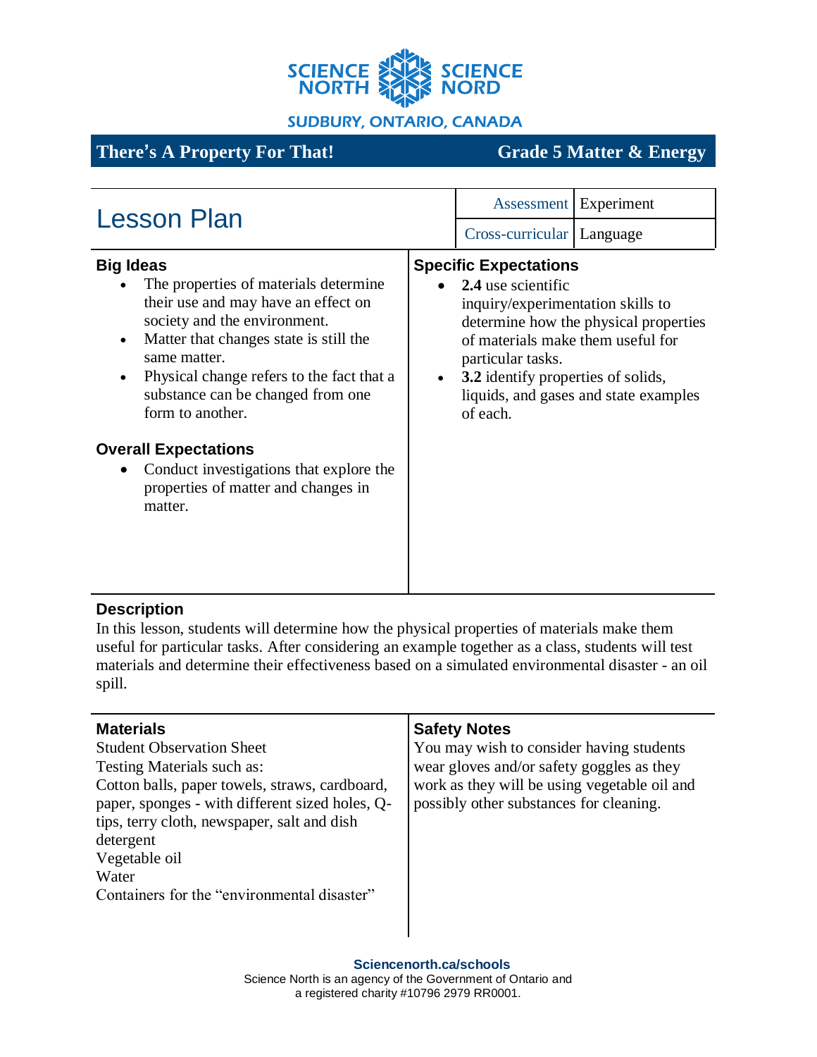SCIENCE NORTH SCIENCE NORD

SUDBURY, ONTARIO, CANADA

**There's A Property For That!** **Grade 5 Matter & Energy**

# Lesson Plan

| Assessment | Experiment |
|---|---|
| Cross-curricular | Language |

## Big Ideas

- The properties of materials determine their use and may have an effect on society and the environment.
- Matter that changes state is still the same matter.
- Physical change refers to the fact that a substance can be changed from one form to another.

## Overall Expectations

- Conduct investigations that explore the properties of matter and changes in matter.

## Specific Expectations

- **2.4** use scientific inquiry/experimentation skills to determine how the physical properties of materials make them useful for particular tasks.
- **3.2** identify properties of solids, liquids, and gases and state examples of each.

## Description

In this lesson, students will determine how the physical properties of materials make them useful for particular tasks. After considering an example together as a class, students will test materials and determine their effectiveness based on a simulated environmental disaster - an oil spill.

## Materials

Student Observation Sheet
Testing Materials such as:
Cotton balls, paper towels, straws, cardboard, paper, sponges - with different sized holes, Q-tips, terry cloth, newspaper, salt and dish detergent
Vegetable oil
Water
Containers for the "environmental disaster"

## Safety Notes

You may wish to consider having students wear gloves and/or safety goggles as they work as they will be using vegetable oil and possibly other substances for cleaning.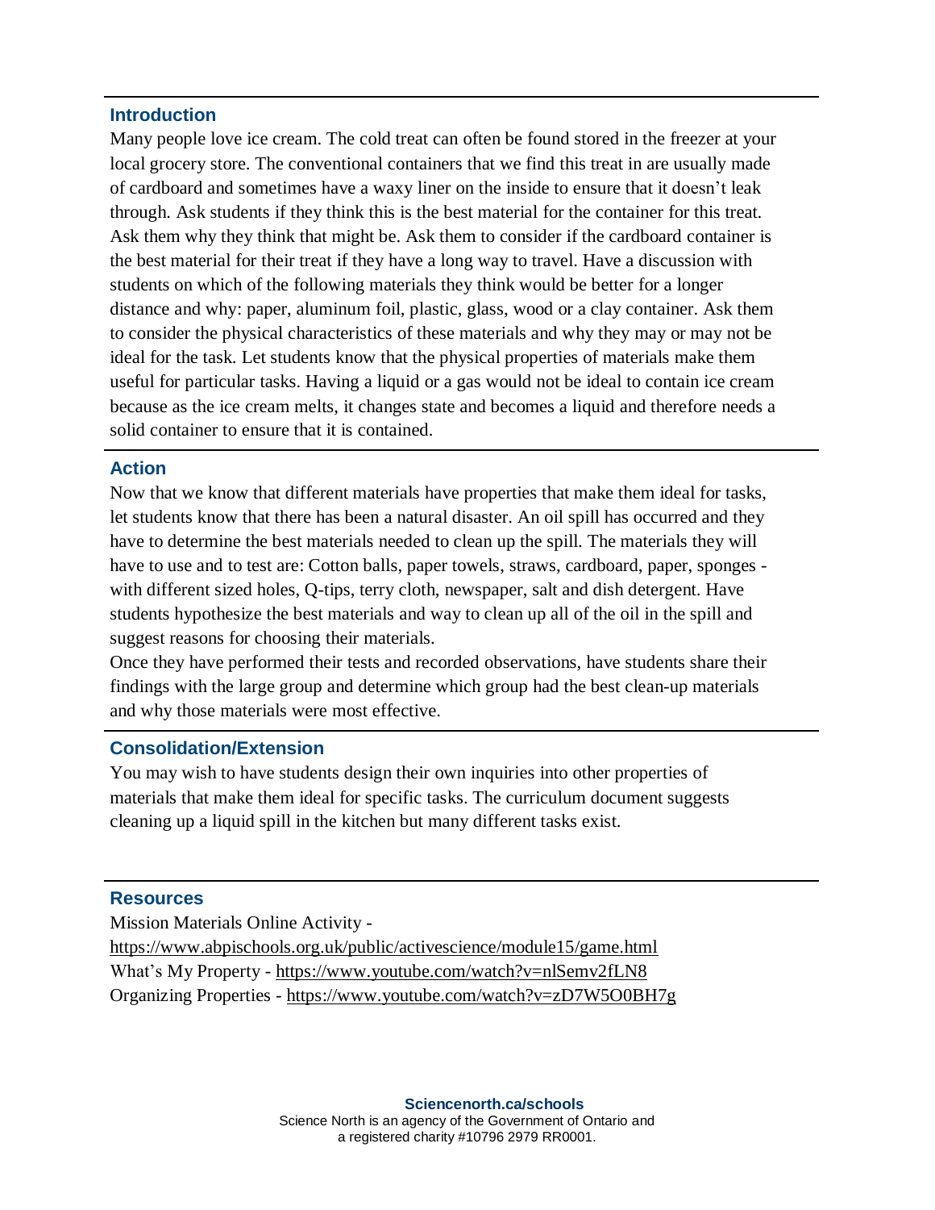## Introduction

Many people love ice cream. The cold treat can often be found stored in the freezer at your local grocery store. The conventional containers that we find this treat in are usually made of cardboard and sometimes have a waxy liner on the inside to ensure that it doesn't leak through. Ask students if they think this is the best material for the container for this treat. Ask them why they think that might be. Ask them to consider if the cardboard container is the best material for their treat if they have a long way to travel. Have a discussion with students on which of the following materials they think would be better for a longer distance and why: paper, aluminum foil, plastic, glass, wood or a clay container. Ask them to consider the physical characteristics of these materials and why they may or may not be ideal for the task. Let students know that the physical properties of materials make them useful for particular tasks. Having a liquid or a gas would not be ideal to contain ice cream because as the ice cream melts, it changes state and becomes a liquid and therefore needs a solid container to ensure that it is contained.

## Action

Now that we know that different materials have properties that make them ideal for tasks, let students know that there has been a natural disaster. An oil spill has occurred and they have to determine the best materials needed to clean up the spill. The materials they will have to use and to test are: Cotton balls, paper towels, straws, cardboard, paper, sponges - with different sized holes, Q-tips, terry cloth, newspaper, salt and dish detergent. Have students hypothesize the best materials and way to clean up all of the oil in the spill and suggest reasons for choosing their materials.

Once they have performed their tests and recorded observations, have students share their findings with the large group and determine which group had the best clean-up materials and why those materials were most effective.

## Consolidation/Extension

You may wish to have students design their own inquiries into other properties of materials that make them ideal for specific tasks. The curriculum document suggests cleaning up a liquid spill in the kitchen but many different tasks exist.

## Resources

Mission Materials Online Activity - https://www.abpischools.org.uk/public/activescience/module15/game.html
What's My Property - https://www.youtube.com/watch?v=nlSemv2fLN8
Organizing Properties - https://www.youtube.com/watch?v=zD7W5O0BH7g